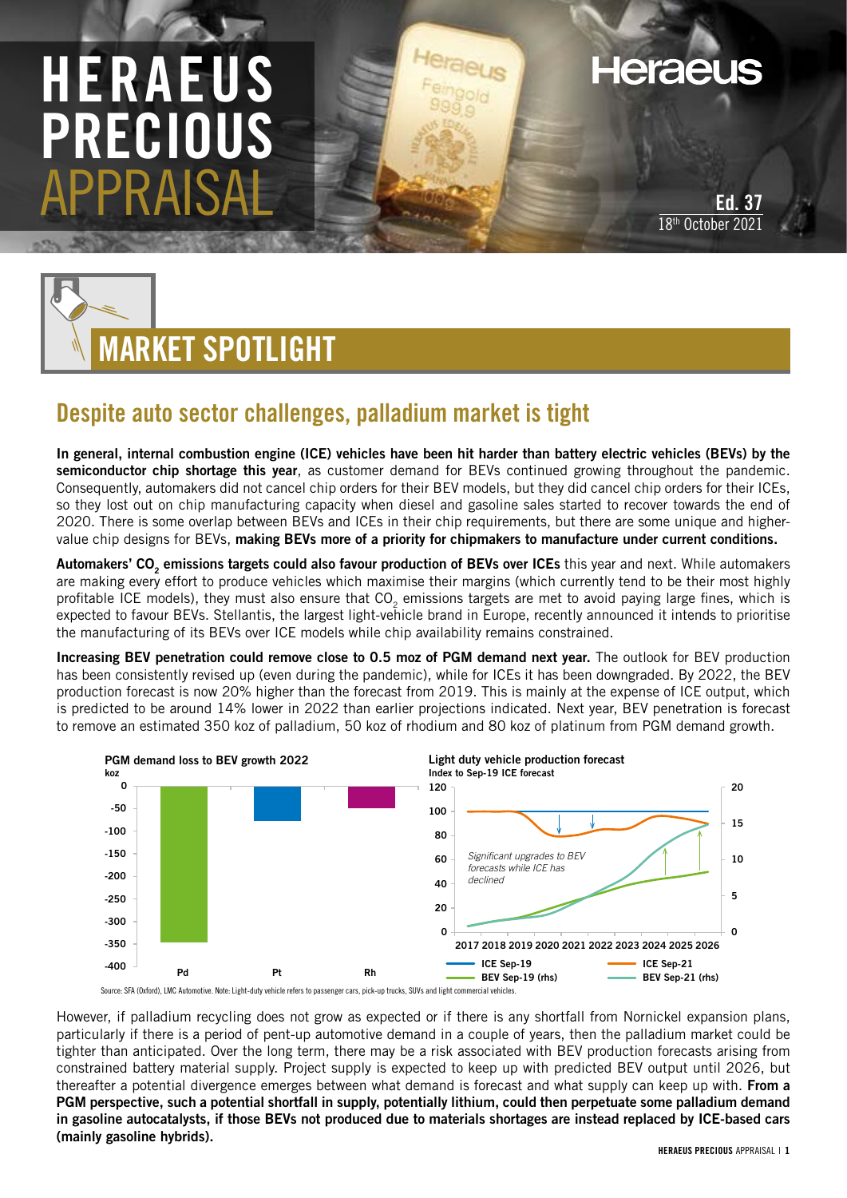# HERAEUS PRECIOUS APPRAISAL

**Ed. 37**
18th October 2021

## MARKET SPOTLIGHT

### Despite auto sector challenges, palladium market is tight

**In general, internal combustion engine (ICE) vehicles have been hit harder than battery electric vehicles (BEVs) by the semiconductor chip shortage this year**, as customer demand for BEVs continued growing throughout the pandemic. Consequently, automakers did not cancel chip orders for their BEV models, but they did cancel chip orders for their ICEs, so they lost out on chip manufacturing capacity when diesel and gasoline sales started to recover towards the end of 2020. There is some overlap between BEVs and ICEs in their chip requirements, but there are some unique and higher-value chip designs for BEVs, **making BEVs more of a priority for chipmakers to manufacture under current conditions.**

**Automakers' $CO_2$ emissions targets could also favour production of BEVs over ICEs** this year and next. While automakers are making every effort to produce vehicles which maximise their margins (which currently tend to be their most highly profitable ICE models), they must also ensure that $CO_2$ emissions targets are met to avoid paying large fines, which is expected to favour BEVs. Stellantis, the largest light-vehicle brand in Europe, recently announced it intends to prioritise the manufacturing of its BEVs over ICE models while chip availability remains constrained.

**Increasing BEV penetration could remove close to 0.5 moz of PGM demand next year.** The outlook for BEV production has been consistently revised up (even during the pandemic), while for ICEs it has been downgraded. By 2022, the BEV production forecast is now 20% higher than the forecast from 2019. This is mainly at the expense of ICE output, which is predicted to be around 14% lower in 2022 than earlier projections indicated. Next year, BEV penetration is forecast to remove an estimated 350 koz of palladium, 50 koz of rhodium and 80 koz of platinum from PGM demand growth.

**PGM demand loss to BEV growth 2022**
koz

| Metal | koz |
|---|---|
| Pd | -350 |
| Pt | -80 |
| Rh | -50 |

**Light duty vehicle production forecast**
Index to Sep-19 ICE forecast

*Significant upgrades to BEV forecasts while ICE has declined*

Series: ICE Sep-19, ICE Sep-21, BEV Sep-19 (rhs), BEV Sep-21 (rhs); years 2017–2026.

Source: SFA (Oxford), LMC Automotive. Note: Light-duty vehicle refers to passenger cars, pick-up trucks, SUVs and light commercial vehicles.

However, if palladium recycling does not grow as expected or if there is any shortfall from Nornickel expansion plans, particularly if there is a period of pent-up automotive demand in a couple of years, then the palladium market could be tighter than anticipated. Over the long term, there may be a risk associated with BEV production forecasts arising from constrained battery material supply. Project supply is expected to keep up with predicted BEV output until 2026, but thereafter a potential divergence emerges between what demand is forecast and what supply can keep up with. **From a PGM perspective, such a potential shortfall in supply, potentially lithium, could then perpetuate some palladium demand in gasoline autocatalysts, if those BEVs not produced due to materials shortages are instead replaced by ICE-based cars (mainly gasoline hybrids).**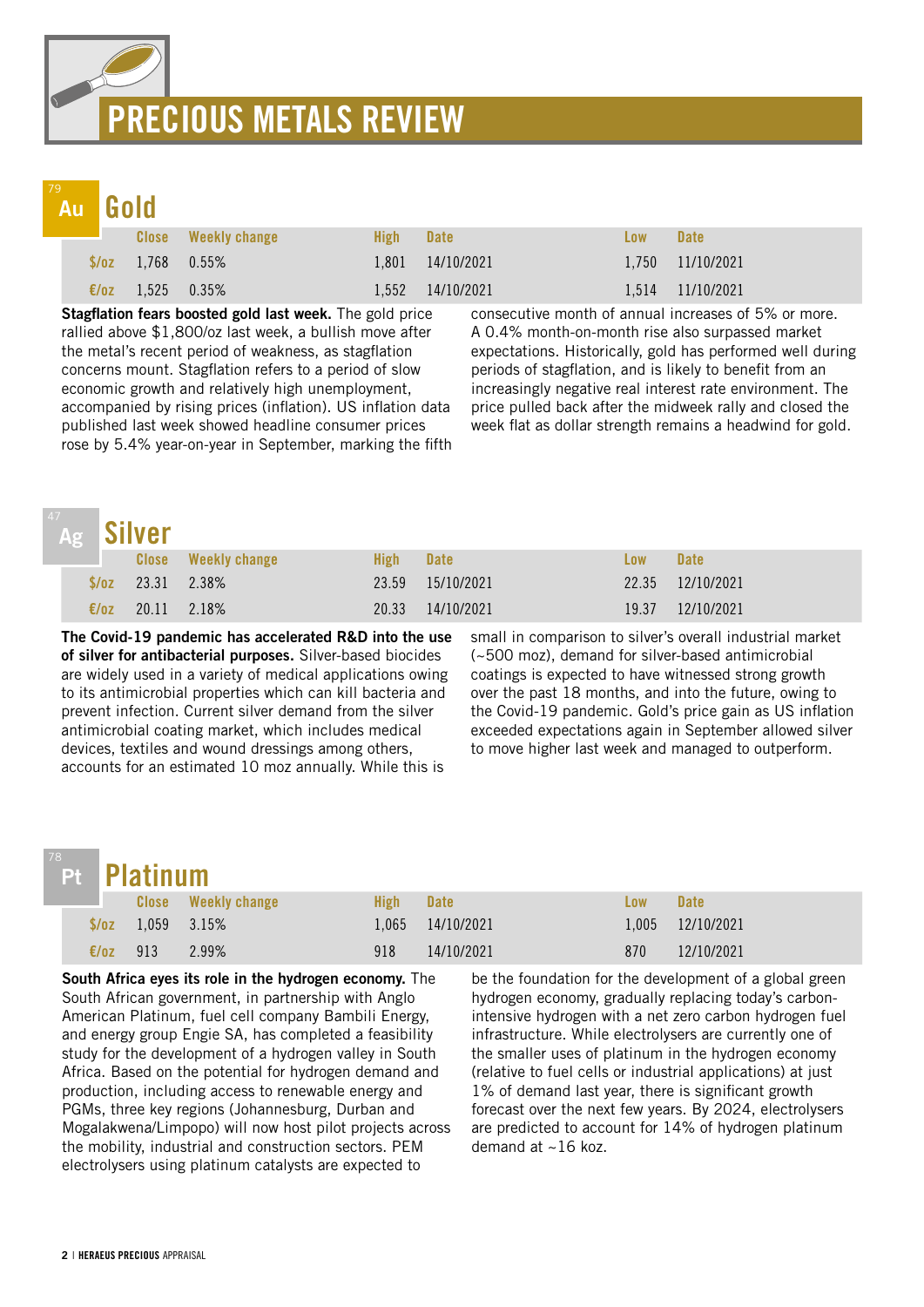# PRECIOUS METALS REVIEW

## Au Gold

| | Close | Weekly change | High | Date | Low | Date |
|---|---|---|---|---|---|---|
| $/oz | 1,768 | 0.55% | 1,801 | 14/10/2021 | 1,750 | 11/10/2021 |
| €/oz | 1,525 | 0.35% | 1,552 | 14/10/2021 | 1,514 | 11/10/2021 |

**Stagflation fears boosted gold last week.** The gold price rallied above $1,800/oz last week, a bullish move after the metal's recent period of weakness, as stagflation concerns mount. Stagflation refers to a period of slow economic growth and relatively high unemployment, accompanied by rising prices (inflation). US inflation data published last week showed headline consumer prices rose by 5.4% year-on-year in September, marking the fifth consecutive month of annual increases of 5% or more. A 0.4% month-on-month rise also surpassed market expectations. Historically, gold has performed well during periods of stagflation, and is likely to benefit from an increasingly negative real interest rate environment. The price pulled back after the midweek rally and closed the week flat as dollar strength remains a headwind for gold.

## Ag Silver

| | Close | Weekly change | High | Date | Low | Date |
|---|---|---|---|---|---|---|
| $/oz | 23.31 | 2.38% | 23.59 | 15/10/2021 | 22.35 | 12/10/2021 |
| €/oz | 20.11 | 2.18% | 20.33 | 14/10/2021 | 19.37 | 12/10/2021 |

**The Covid-19 pandemic has accelerated R&D into the use of silver for antibacterial purposes.** Silver-based biocides are widely used in a variety of medical applications owing to its antimicrobial properties which can kill bacteria and prevent infection. Current silver demand from the silver antimicrobial coating market, which includes medical devices, textiles and wound dressings among others, accounts for an estimated 10 moz annually. While this is small in comparison to silver's overall industrial market (~500 moz), demand for silver-based antimicrobial coatings is expected to have witnessed strong growth over the past 18 months, and into the future, owing to the Covid-19 pandemic. Gold's price gain as US inflation exceeded expectations again in September allowed silver to move higher last week and managed to outperform.

## Pt Platinum

| | Close | Weekly change | High | Date | Low | Date |
|---|---|---|---|---|---|---|
| $/oz | 1,059 | 3.15% | 1,065 | 14/10/2021 | 1,005 | 12/10/2021 |
| €/oz | 913 | 2.99% | 918 | 14/10/2021 | 870 | 12/10/2021 |

**South Africa eyes its role in the hydrogen economy.** The South African government, in partnership with Anglo American Platinum, fuel cell company Bambili Energy, and energy group Engie SA, has completed a feasibility study for the development of a hydrogen valley in South Africa. Based on the potential for hydrogen demand and production, including access to renewable energy and PGMs, three key regions (Johannesburg, Durban and Mogalakwena/Limpopo) will now host pilot projects across the mobility, industrial and construction sectors. PEM electrolysers using platinum catalysts are expected to be the foundation for the development of a global green hydrogen economy, gradually replacing today's carbon-intensive hydrogen with a net zero carbon hydrogen fuel infrastructure. While electrolysers are currently one of the smaller uses of platinum in the hydrogen economy (relative to fuel cells or industrial applications) at just 1% of demand last year, there is significant growth forecast over the next few years. By 2024, electrolysers are predicted to account for 14% of hydrogen platinum demand at ~16 koz.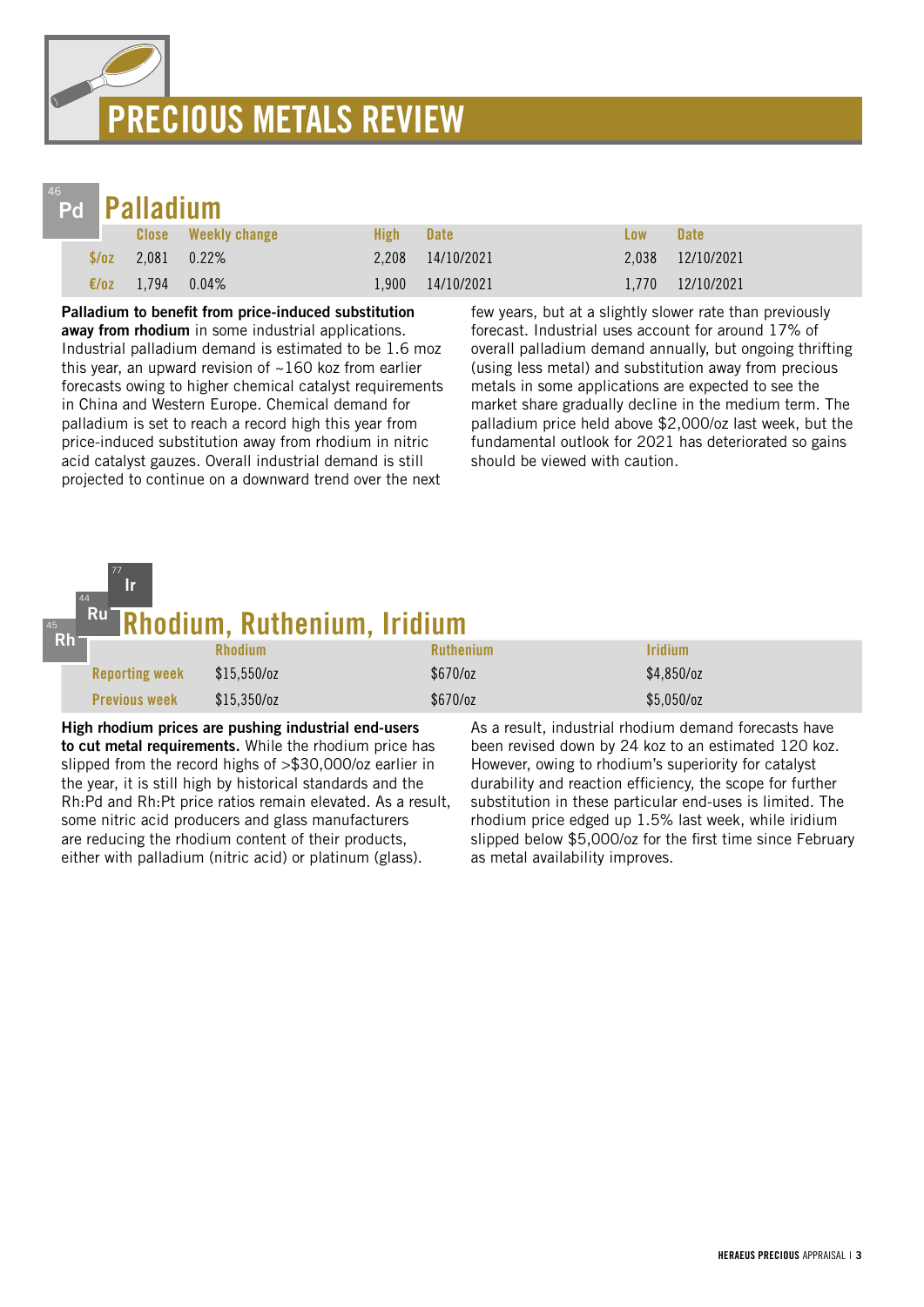# PRECIOUS METALS REVIEW

## Pd Palladium

| | Close | Weekly change | High | Date | Low | Date |
|---|---|---|---|---|---|---|
| $/oz | 2,081 | 0.22% | 2,208 | 14/10/2021 | 2,038 | 12/10/2021 |
| €/oz | 1,794 | 0.04% | 1,900 | 14/10/2021 | 1,770 | 12/10/2021 |

**Palladium to benefit from price-induced substitution away from rhodium** in some industrial applications. Industrial palladium demand is estimated to be 1.6 moz this year, an upward revision of ~160 koz from earlier forecasts owing to higher chemical catalyst requirements in China and Western Europe. Chemical demand for palladium is set to reach a record high this year from price-induced substitution away from rhodium in nitric acid catalyst gauzes. Overall industrial demand is still projected to continue on a downward trend over the next few years, but at a slightly slower rate than previously forecast. Industrial uses account for around 17% of overall palladium demand annually, but ongoing thrifting (using less metal) and substitution away from precious metals in some applications are expected to see the market share gradually decline in the medium term. The palladium price held above $2,000/oz last week, but the fundamental outlook for 2021 has deteriorated so gains should be viewed with caution.

## Rh Ru Ir Rhodium, Ruthenium, Iridium

| | Rhodium | Ruthenium | Iridium |
|---|---|---|---|
| Reporting week | $15,550/oz | $670/oz | $4,850/oz |
| Previous week | $15,350/oz | $670/oz | $5,050/oz |

**High rhodium prices are pushing industrial end-users to cut metal requirements.** While the rhodium price has slipped from the record highs of >$30,000/oz earlier in the year, it is still high by historical standards and the Rh:Pd and Rh:Pt price ratios remain elevated. As a result, some nitric acid producers and glass manufacturers are reducing the rhodium content of their products, either with palladium (nitric acid) or platinum (glass). As a result, industrial rhodium demand forecasts have been revised down by 24 koz to an estimated 120 koz. However, owing to rhodium's superiority for catalyst durability and reaction efficiency, the scope for further substitution in these particular end-uses is limited. The rhodium price edged up 1.5% last week, while iridium slipped below $5,000/oz for the first time since February as metal availability improves.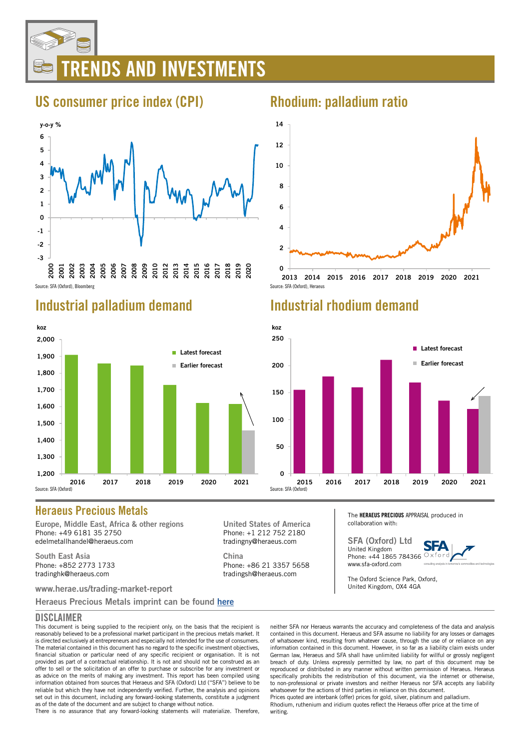# TRENDS AND INVESTMENTS

## US consumer price index (CPI)

y-o-y %

6
5
4
3
2
1
0
-1
-2
-3

2000 2001 2002 2003 2004 2005 2006 2007 2008 2009 2010 2011 2012 2013 2014 2015 2016 2017 2018 2019 2020

Source: SFA (Oxford), Bloomberg

## Rhodium: palladium ratio

14
12
10
8
6
4
2
0

2013 2014 2015 2016 2017 2018 2019 2020 2021

Source: SFA (Oxford), Heraeus

## Industrial palladium demand

koz

2,000
1,900
1,800
1,700
1,600
1,500
1,400
1,300
1,200

Latest forecast
Earlier forecast

2016 2017 2018 2019 2020 2021

Source: SFA (Oxford)

## Industrial rhodium demand

koz

250
200
150
100
50
0

Latest forecast
Earlier forecast

2015 2016 2017 2018 2019 2020 2021

Source: SFA (Oxford)

## Heraeus Precious Metals

**Europe, Middle East, Africa & other regions**
Phone: +49 6181 35 2750
edelmetallhandel@heraeus.com

**South East Asia**
Phone: +852 2773 1733
tradinghk@heraeus.com

**United States of America**
Phone: +1 212 752 2180
tradingny@heraeus.com

**China**
Phone: +86 21 3357 5658
tradingsh@heraeus.com

www.herae.us/trading-market-report

Heraeus Precious Metals imprint can be found here

The **HERAEUS PRECIOUS** APPRAISAL produced in collaboration with:

**SFA (Oxford) Ltd**
United Kingdom
Phone: +44 1865 784366
www.sfa-oxford.com

The Oxford Science Park, Oxford,
United Kingdom, OX4 4GA

## DISCLAIMER

This document is being supplied to the recipient only, on the basis that the recipient is reasonably believed to be a professional market participant in the precious metals market. It is directed exclusively at entrepreneurs and especially not intended for the use of consumers. The material contained in this document has no regard to the specific investment objectives, financial situation or particular need of any specific recipient or organisation. It is not provided as part of a contractual relationship. It is not and should not be construed as an offer to sell or the solicitation of an offer to purchase or subscribe for any investment or as advice on the merits of making any investment. This report has been compiled using information obtained from sources that Heraeus and SFA (Oxford) Ltd ("SFA") believe to be reliable but which they have not independently verified. Further, the analysis and opinions set out in this document, including any forward-looking statements, constitute a judgment as of the date of the document and are subject to change without notice.
There is no assurance that any forward-looking statements will materialize. Therefore, neither SFA nor Heraeus warrants the accuracy and completeness of the data and analysis contained in this document. Heraeus and SFA assume no liability for any losses or damages of whatsoever kind, resulting from whatever cause, through the use of or reliance on any information contained in this document. However, in so far as a liability claim exists under German law, Heraeus and SFA shall have unlimited liability for willful or grossly negligent breach of duty. Unless expressly permitted by law, no part of this document may be reproduced or distributed in any manner without written permission of Heraeus. Heraeus specifically prohibits the redistribution of this document, via the internet or otherwise, to non-professional or private investors and neither Heraeus nor SFA accepts any liability whatsoever for the actions of third parties in reliance on this document.
Prices quoted are interbank (offer) prices for gold, silver, platinum and palladium.
Rhodium, ruthenium and iridium quotes reflect the Heraeus offer price at the time of writing.